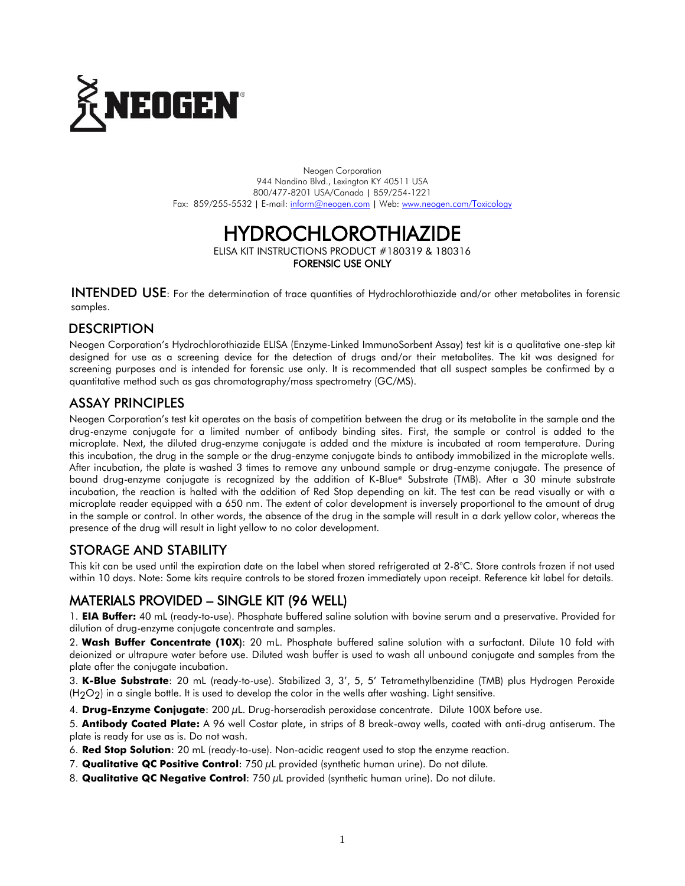NEOGEN®

Neogen Corporation
944 Nandino Blvd., Lexington KY 40511 USA
800/477-8201 USA/Canada | 859/254-1221
Fax: 859/255-5532 | E-mail: inform@neogen.com | Web: www.neogen.com/Toxicology

# HYDROCHLOROTHIAZIDE

ELISA KIT INSTRUCTIONS PRODUCT #180319 & 180316
**FORENSIC USE ONLY**

**INTENDED USE**: For the determination of trace quantities of Hydrochlorothiazide and/or other metabolites in forensic samples.

## DESCRIPTION

Neogen Corporation's Hydrochlorothiazide ELISA (Enzyme-Linked ImmunoSorbent Assay) test kit is a qualitative one-step kit designed for use as a screening device for the detection of drugs and/or their metabolites. The kit was designed for screening purposes and is intended for forensic use only. It is recommended that all suspect samples be confirmed by a quantitative method such as gas chromatography/mass spectrometry (GC/MS).

## ASSAY PRINCIPLES

Neogen Corporation's test kit operates on the basis of competition between the drug or its metabolite in the sample and the drug-enzyme conjugate for a limited number of antibody binding sites. First, the sample or control is added to the microplate. Next, the diluted drug-enzyme conjugate is added and the mixture is incubated at room temperature. During this incubation, the drug in the sample or the drug-enzyme conjugate binds to antibody immobilized in the microplate wells. After incubation, the plate is washed 3 times to remove any unbound sample or drug-enzyme conjugate. The presence of bound drug-enzyme conjugate is recognized by the addition of K-Blue® Substrate (TMB). After a 30 minute substrate incubation, the reaction is halted with the addition of Red Stop depending on kit. The test can be read visually or with a microplate reader equipped with a 650 nm. The extent of color development is inversely proportional to the amount of drug in the sample or control. In other words, the absence of the drug in the sample will result in a dark yellow color, whereas the presence of the drug will result in light yellow to no color development.

## STORAGE AND STABILITY

This kit can be used until the expiration date on the label when stored refrigerated at 2-8°C. Store controls frozen if not used within 10 days. Note: Some kits require controls to be stored frozen immediately upon receipt. Reference kit label for details.

## MATERIALS PROVIDED – SINGLE KIT (96 WELL)

1. **EIA Buffer:** 40 mL (ready-to-use). Phosphate buffered saline solution with bovine serum and a preservative. Provided for dilution of drug-enzyme conjugate concentrate and samples.
2. **Wash Buffer Concentrate (10X)**: 20 mL. Phosphate buffered saline solution with a surfactant. Dilute 10 fold with deionized or ultrapure water before use. Diluted wash buffer is used to wash all unbound conjugate and samples from the plate after the conjugate incubation.
3. **K-Blue Substrate**: 20 mL (ready-to-use). Stabilized 3, 3', 5, 5' Tetramethylbenzidine (TMB) plus Hydrogen Peroxide ($H_2O_2$) in a single bottle. It is used to develop the color in the wells after washing. Light sensitive.
4. **Drug-Enzyme Conjugate**: 200 µL. Drug-horseradish peroxidase concentrate. Dilute 100X before use.
5. **Antibody Coated Plate:** A 96 well Costar plate, in strips of 8 break-away wells, coated with anti-drug antiserum. The plate is ready for use as is. Do not wash.
6. **Red Stop Solution**: 20 mL (ready-to-use). Non-acidic reagent used to stop the enzyme reaction.
7. **Qualitative QC Positive Control**: 750 µL provided (synthetic human urine). Do not dilute.
8. **Qualitative QC Negative Control**: 750 µL provided (synthetic human urine). Do not dilute.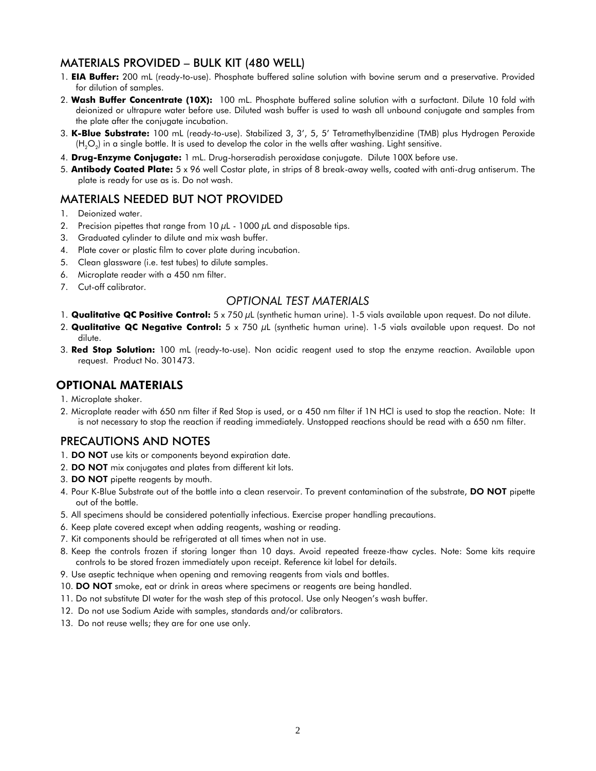## MATERIALS PROVIDED – BULK KIT (480 WELL)

1. **EIA Buffer:** 200 mL (ready-to-use). Phosphate buffered saline solution with bovine serum and a preservative. Provided for dilution of samples.
2. **Wash Buffer Concentrate (10X):** 100 mL. Phosphate buffered saline solution with a surfactant. Dilute 10 fold with deionized or ultrapure water before use. Diluted wash buffer is used to wash all unbound conjugate and samples from the plate after the conjugate incubation.
3. **K-Blue Substrate:** 100 mL (ready-to-use). Stabilized 3, 3', 5, 5' Tetramethylbenzidine (TMB) plus Hydrogen Peroxide ($H_2O_2$) in a single bottle. It is used to develop the color in the wells after washing. Light sensitive.
4. **Drug-Enzyme Conjugate:** 1 mL. Drug-horseradish peroxidase conjugate. Dilute 100X before use.
5. **Antibody Coated Plate:** 5 x 96 well Costar plate, in strips of 8 break-away wells, coated with anti-drug antiserum. The plate is ready for use as is. Do not wash.

## MATERIALS NEEDED BUT NOT PROVIDED

1. Deionized water.
2. Precision pipettes that range from 10 µL - 1000 µL and disposable tips.
3. Graduated cylinder to dilute and mix wash buffer.
4. Plate cover or plastic film to cover plate during incubation.
5. Clean glassware (i.e. test tubes) to dilute samples.
6. Microplate reader with a 450 nm filter.
7. Cut-off calibrator.

### *OPTIONAL TEST MATERIALS*

1. **Qualitative QC Positive Control:** 5 x 750 µL (synthetic human urine). 1-5 vials available upon request. Do not dilute.
2. **Qualitative QC Negative Control:** 5 x 750 µL (synthetic human urine). 1-5 vials available upon request. Do not dilute.
3. **Red Stop Solution:** 100 mL (ready-to-use). Non acidic reagent used to stop the enzyme reaction. Available upon request. Product No. 301473.

## OPTIONAL MATERIALS

1. Microplate shaker.
2. Microplate reader with 650 nm filter if Red Stop is used, or a 450 nm filter if 1N HCl is used to stop the reaction. Note: It is not necessary to stop the reaction if reading immediately. Unstopped reactions should be read with a 650 nm filter.

## PRECAUTIONS AND NOTES

1. **DO NOT** use kits or components beyond expiration date.
2. **DO NOT** mix conjugates and plates from different kit lots.
3. **DO NOT** pipette reagents by mouth.
4. Pour K-Blue Substrate out of the bottle into a clean reservoir. To prevent contamination of the substrate, **DO NOT** pipette out of the bottle.
5. All specimens should be considered potentially infectious. Exercise proper handling precautions.
6. Keep plate covered except when adding reagents, washing or reading.
7. Kit components should be refrigerated at all times when not in use.
8. Keep the controls frozen if storing longer than 10 days. Avoid repeated freeze-thaw cycles. Note: Some kits require controls to be stored frozen immediately upon receipt. Reference kit label for details.
9. Use aseptic technique when opening and removing reagents from vials and bottles.
10. **DO NOT** smoke, eat or drink in areas where specimens or reagents are being handled.
11. Do not substitute DI water for the wash step of this protocol. Use only Neogen's wash buffer.
12. Do not use Sodium Azide with samples, standards and/or calibrators.
13. Do not reuse wells; they are for one use only.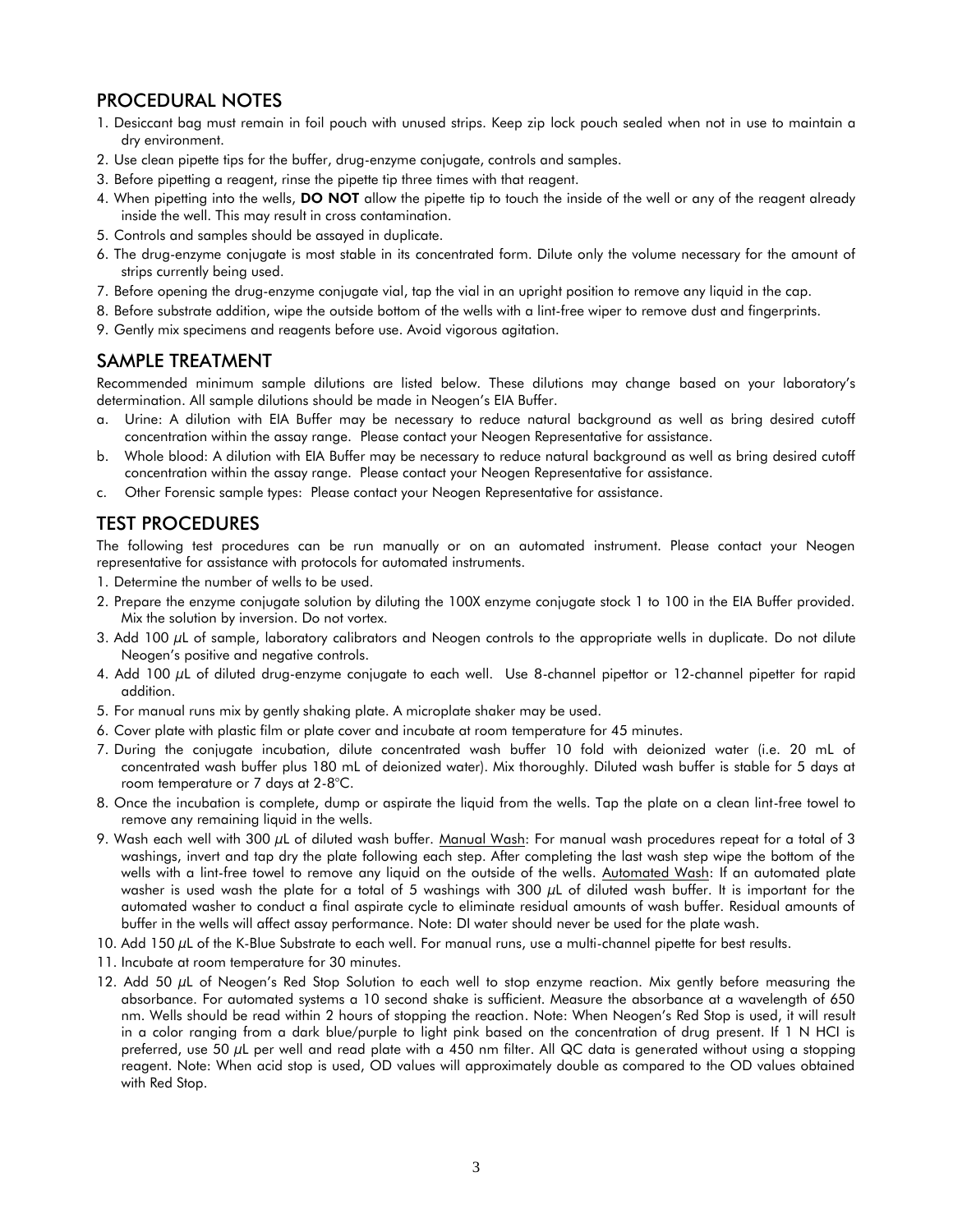## PROCEDURAL NOTES

1. Desiccant bag must remain in foil pouch with unused strips. Keep zip lock pouch sealed when not in use to maintain a dry environment.
2. Use clean pipette tips for the buffer, drug-enzyme conjugate, controls and samples.
3. Before pipetting a reagent, rinse the pipette tip three times with that reagent.
4. When pipetting into the wells, **DO NOT** allow the pipette tip to touch the inside of the well or any of the reagent already inside the well. This may result in cross contamination.
5. Controls and samples should be assayed in duplicate.
6. The drug-enzyme conjugate is most stable in its concentrated form. Dilute only the volume necessary for the amount of strips currently being used.
7. Before opening the drug-enzyme conjugate vial, tap the vial in an upright position to remove any liquid in the cap.
8. Before substrate addition, wipe the outside bottom of the wells with a lint-free wiper to remove dust and fingerprints.
9. Gently mix specimens and reagents before use. Avoid vigorous agitation.

## SAMPLE TREATMENT

Recommended minimum sample dilutions are listed below. These dilutions may change based on your laboratory's determination. All sample dilutions should be made in Neogen's EIA Buffer.

a. Urine: A dilution with EIA Buffer may be necessary to reduce natural background as well as bring desired cutoff concentration within the assay range. Please contact your Neogen Representative for assistance.
b. Whole blood: A dilution with EIA Buffer may be necessary to reduce natural background as well as bring desired cutoff concentration within the assay range. Please contact your Neogen Representative for assistance.
c. Other Forensic sample types: Please contact your Neogen Representative for assistance.

## TEST PROCEDURES

The following test procedures can be run manually or on an automated instrument. Please contact your Neogen representative for assistance with protocols for automated instruments.

1. Determine the number of wells to be used.
2. Prepare the enzyme conjugate solution by diluting the 100X enzyme conjugate stock 1 to 100 in the EIA Buffer provided. Mix the solution by inversion. Do not vortex.
3. Add 100 µL of sample, laboratory calibrators and Neogen controls to the appropriate wells in duplicate. Do not dilute Neogen's positive and negative controls.
4. Add 100 µL of diluted drug-enzyme conjugate to each well. Use 8-channel pipettor or 12-channel pipetter for rapid addition.
5. For manual runs mix by gently shaking plate. A microplate shaker may be used.
6. Cover plate with plastic film or plate cover and incubate at room temperature for 45 minutes.
7. During the conjugate incubation, dilute concentrated wash buffer 10 fold with deionized water (i.e. 20 mL of concentrated wash buffer plus 180 mL of deionized water). Mix thoroughly. Diluted wash buffer is stable for 5 days at room temperature or 7 days at 2-8°C.
8. Once the incubation is complete, dump or aspirate the liquid from the wells. Tap the plate on a clean lint-free towel to remove any remaining liquid in the wells.
9. Wash each well with 300 µL of diluted wash buffer. Manual Wash: For manual wash procedures repeat for a total of 3 washings, invert and tap dry the plate following each step. After completing the last wash step wipe the bottom of the wells with a lint-free towel to remove any liquid on the outside of the wells. Automated Wash: If an automated plate washer is used wash the plate for a total of 5 washings with 300 µL of diluted wash buffer. It is important for the automated washer to conduct a final aspirate cycle to eliminate residual amounts of wash buffer. Residual amounts of buffer in the wells will affect assay performance. Note: DI water should never be used for the plate wash.
10. Add 150 µL of the K-Blue Substrate to each well. For manual runs, use a multi-channel pipette for best results.
11. Incubate at room temperature for 30 minutes.
12. Add 50 µL of Neogen's Red Stop Solution to each well to stop enzyme reaction. Mix gently before measuring the absorbance. For automated systems a 10 second shake is sufficient. Measure the absorbance at a wavelength of 650 nm. Wells should be read within 2 hours of stopping the reaction. Note: When Neogen's Red Stop is used, it will result in a color ranging from a dark blue/purple to light pink based on the concentration of drug present. If 1 N HCl is preferred, use 50 µL per well and read plate with a 450 nm filter. All QC data is generated without using a stopping reagent. Note: When acid stop is used, OD values will approximately double as compared to the OD values obtained with Red Stop.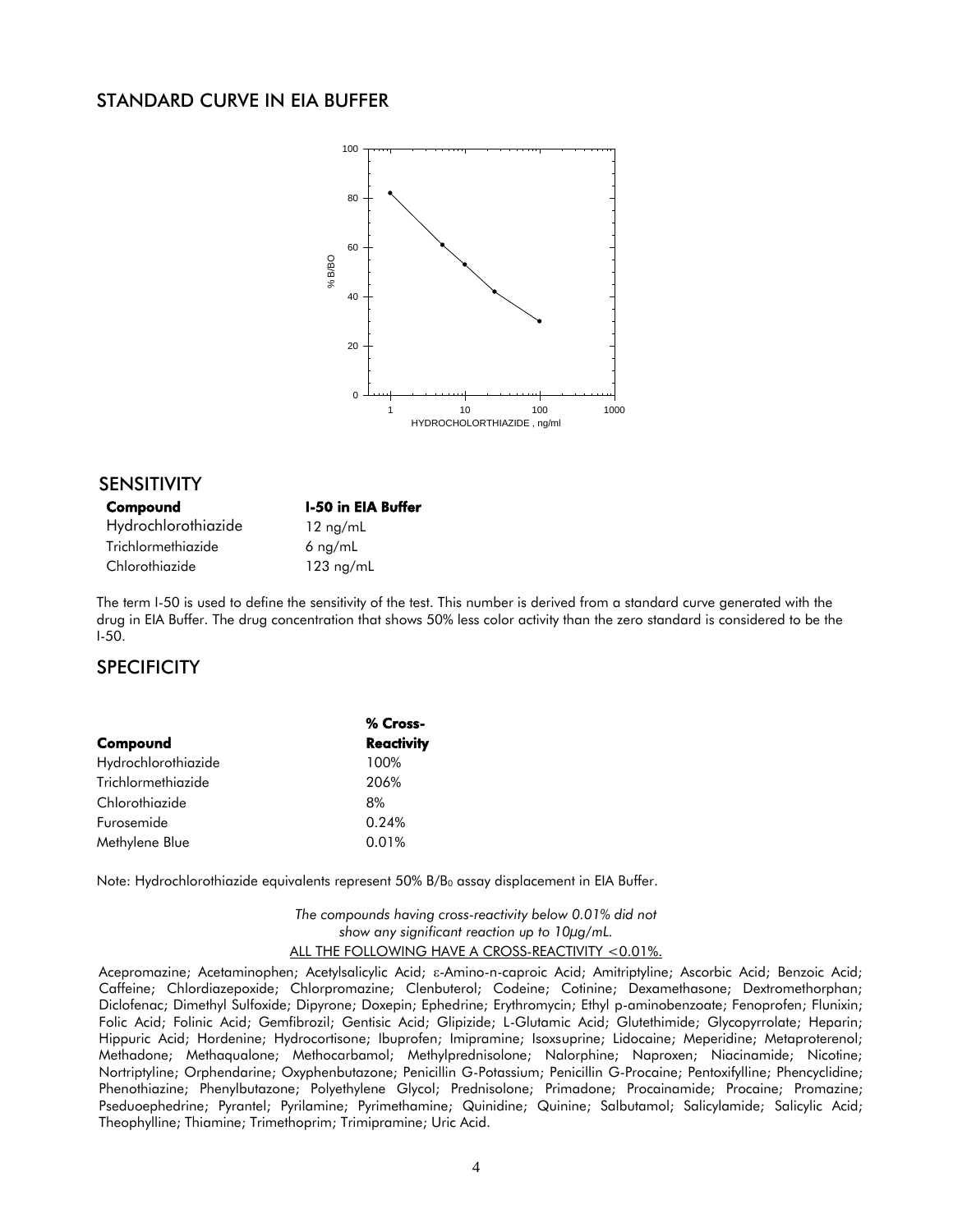## STANDARD CURVE IN EIA BUFFER

## SENSITIVITY

| Compound | I-50 in EIA Buffer |
|---|---|
| Hydrochlorothiazide | 12 ng/mL |
| Trichlormethiazide | 6 ng/mL |
| Chlorothiazide | 123 ng/mL |

The term I-50 is used to define the sensitivity of the test. This number is derived from a standard curve generated with the drug in EIA Buffer. The drug concentration that shows 50% less color activity than the zero standard is considered to be the I-50.

## SPECIFICITY

| Compound | % Cross-Reactivity |
|---|---|
| Hydrochlorothiazide | 100% |
| Trichlormethiazide | 206% |
| Chlorothiazide | 8% |
| Furosemide | 0.24% |
| Methylene Blue | 0.01% |

Note: Hydrochlorothiazide equivalents represent 50% $B/B_0$ assay displacement in EIA Buffer.

*The compounds having cross-reactivity below 0.01% did not show any significant reaction up to 10µg/mL.*

ALL THE FOLLOWING HAVE A CROSS-REACTIVITY <0.01%.

Acepromazine; Acetaminophen; Acetylsalicylic Acid; ε-Amino-n-caproic Acid; Amitriptyline; Ascorbic Acid; Benzoic Acid; Caffeine; Chlordiazepoxide; Chlorpromazine; Clenbuterol; Codeine; Cotinine; Dexamethasone; Dextromethorphan; Diclofenac; Dimethyl Sulfoxide; Dipyrone; Doxepin; Ephedrine; Erythromycin; Ethyl p-aminobenzoate; Fenoprofen; Flunixin; Folic Acid; Folinic Acid; Gemfibrozil; Gentisic Acid; Glipizide; L-Glutamic Acid; Glutethimide; Glycopyrrolate; Heparin; Hippuric Acid; Hordenine; Hydrocortisone; Ibuprofen; Imipramine; Isoxsuprine; Lidocaine; Meperidine; Metaproterenol; Methadone; Methaqualone; Methocarbamol; Methylprednisolone; Nalorphine; Naproxen; Niacinamide; Nicotine; Nortriptyline; Orphendarine; Oxyphenbutazone; Penicillin G-Potassium; Penicillin G-Procaine; Pentoxifylline; Phencyclidine; Phenothiazine; Phenylbutazone; Polyethylene Glycol; Prednisolone; Primadone; Procainamide; Procaine; Promazine; Pseduoephedrine; Pyrantel; Pyrilamine; Pyrimethamine; Quinidine; Quinine; Salbutamol; Salicylamide; Salicylic Acid; Theophylline; Thiamine; Trimethoprim; Trimipramine; Uric Acid.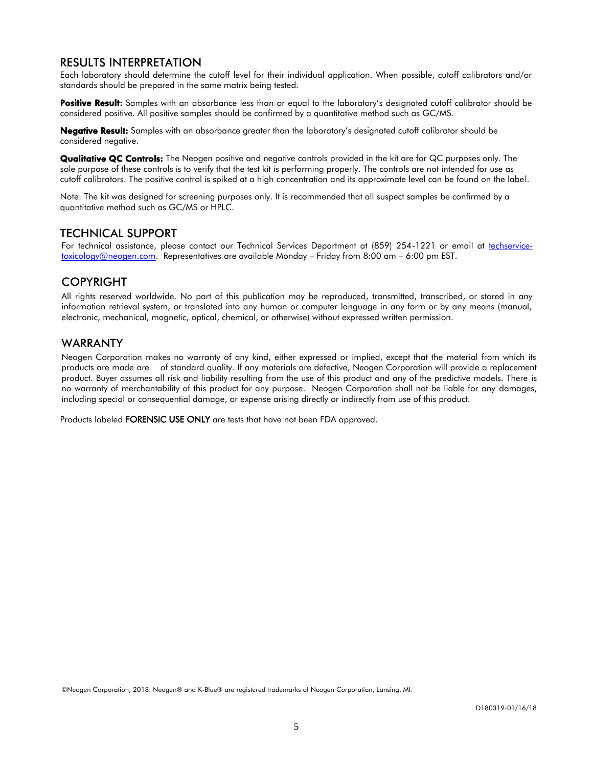## RESULTS INTERPRETATION

Each laboratory should determine the cutoff level for their individual application. When possible, cutoff calibrators and/or standards should be prepared in the same matrix being tested.

**Positive Result:** Samples with an absorbance less than or equal to the laboratory's designated cutoff calibrator should be considered positive. All positive samples should be confirmed by a quantitative method such as GC/MS.

**Negative Result:** Samples with an absorbance greater than the laboratory's designated cutoff calibrator should be considered negative.

**Qualitative QC Controls:** The Neogen positive and negative controls provided in the kit are for QC purposes only. The sole purpose of these controls is to verify that the test kit is performing properly. The controls are not intended for use as cutoff calibrators. The positive control is spiked at a high concentration and its approximate level can be found on the label.

Note: The kit was designed for screening purposes only. It is recommended that all suspect samples be confirmed by a quantitative method such as GC/MS or HPLC.

## TECHNICAL SUPPORT

For technical assistance, please contact our Technical Services Department at (859) 254-1221 or email at techservice-toxicology@neogen.com. Representatives are available Monday – Friday from 8:00 am – 6:00 pm EST.

## COPYRIGHT

All rights reserved worldwide. No part of this publication may be reproduced, transmitted, transcribed, or stored in any information retrieval system, or translated into any human or computer language in any form or by any means (manual, electronic, mechanical, magnetic, optical, chemical, or otherwise) without expressed written permission.

## WARRANTY

Neogen Corporation makes no warranty of any kind, either expressed or implied, except that the material from which its products are made are of standard quality. If any materials are defective, Neogen Corporation will provide a replacement product. Buyer assumes all risk and liability resulting from the use of this product and any of the predictive models. There is no warranty of merchantability of this product for any purpose. Neogen Corporation shall not be liable for any damages, including special or consequential damage, or expense arising directly or indirectly from use of this product.

Products labeled **FORENSIC USE ONLY** are tests that have not been FDA approved.

©Neogen Corporation, 2018. Neogen® and K-Blue® are registered trademarks of Neogen Corporation, Lansing, MI.

D180319-01/16/18